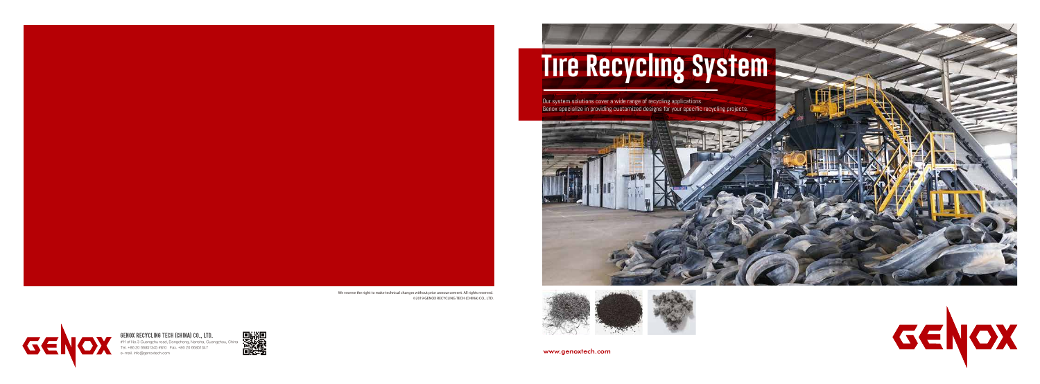# Tire Recycling System

Our system solutions cover a wide range of recycling applications.
Genox specialize in providing customized designs for your specific recycling projects.

www.genoxtech.com

GENOX

We reserve the right to make technical changes without prior announcement. All rights reserved.
©2019 GENOX RECYCLING TECH (CHINA) CO., LTD.

GENOX

**GENOX RECYCLING TECH (CHINA) CO., LTD.**
#11 of No.3 Guangzhu road, Dongchong, Nansha, Guangzhou, China
Tel. +86 20 66851345 #810 Fax. +86 20 66851347
e-mail. info@genoxtech.com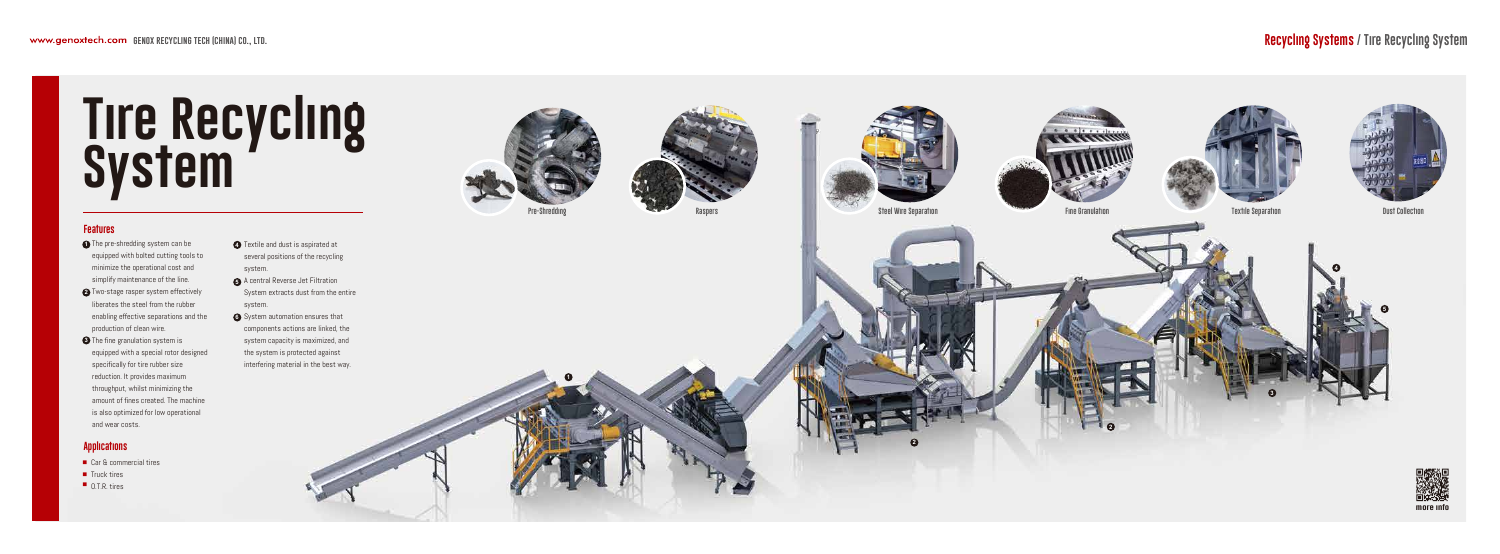# Tire Recycling System

## Features

1. The pre-shredding system can be equipped with bolted cutting tools to minimize the operational cost and simplify maintenance of the line.
2. Two-stage rasper system effectively liberates the steel from the rubber enabling effective separations and the production of clean wire.
3. The fine granulation system is equipped with a special rotor designed specifically for tire rubber size reduction. It provides maximum throughput, whilst minimizing the amount of fines created. The machine is also optimized for low operational and wear costs.
4. Textile and dust is aspirated at several positions of the recycling system.
5. A central Reverse Jet Filtration System extracts dust from the entire system.
6. System automation ensures that components actions are linked, the system capacity is maximized, and the system is protected against interfering material in the best way.

## Applications

- Car & commercial tires
- Truck tires
- O.T.R. tires

Pre-Shredding

Raspers

Steel Wire Separation

Fine Granulation

Textile Separation

Dust Collection

more info